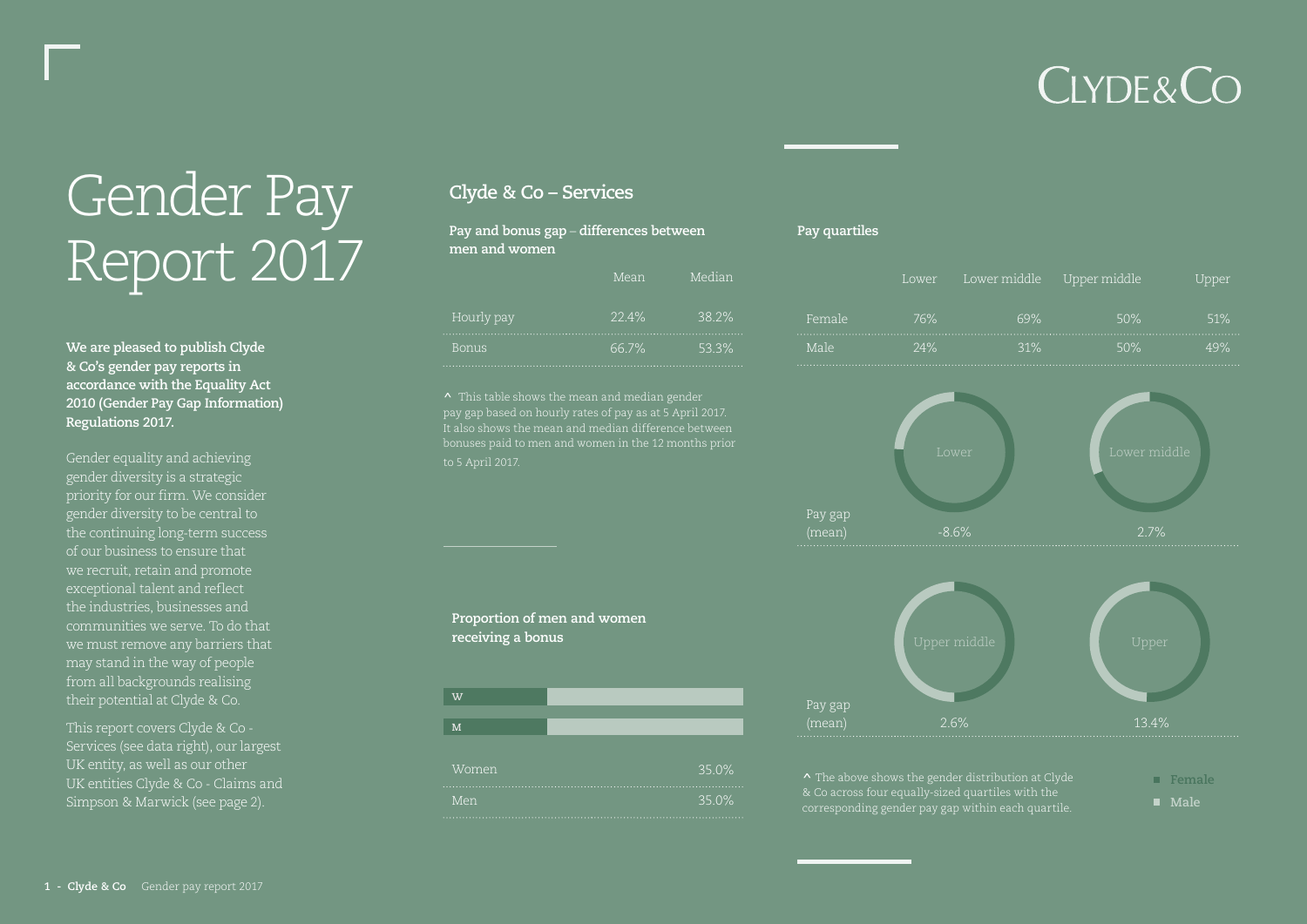# Gender Pay Report 2017

**We are pleased to publish Clyde & Co's gender pay reports in accordance with the Equality Act 2010 (Gender Pay Gap Information) Regulations 2017.**

Gender equality and achieving gender diversity is a strategic priority for our firm. We consider gender diversity to be central to the continuing long-term success of our business to ensure that we recruit, retain and promote exceptional talent and reflect the industries, businesses and communities we serve. To do that we must remove any barriers that may stand in the way of people from all backgrounds realising their potential at Clyde & Co.

This report covers Clyde & Co - Services (see data right), our largest UK entity, as well as our other UK entities Clyde & Co - Claims and Simpson & Marwick (see page 2).

## Clyde & Co – Services

### Pay and bonus gap – differences between men and women

| | Mean | Median |
|---|---|---|
| Hourly pay | 22.4% | 38.2% |
| Bonus | 66.7% | 53.3% |

^ This table shows the mean and median gender pay gap based on hourly rates of pay as at 5 April 2017. It also shows the mean and median difference between bonuses paid to men and women in the 12 months prior to 5 April 2017.

### Proportion of men and women receiving a bonus

| | |
|---|---|
| Women | 35.0% |
| Men | 35.0% |

### Pay quartiles

| | Lower | Lower middle | Upper middle | Upper |
|---|---|---|---|---|
| Female | 76% | 69% | 50% | 51% |
| Male | 24% | 31% | 50% | 49% |
| Pay gap (mean) | -8.6% | 2.7% | 2.6% | 13.4% |

^ The above shows the gender distribution at Clyde & Co across four equally-sized quartiles with the corresponding gender pay gap within each quartile.

Female
Male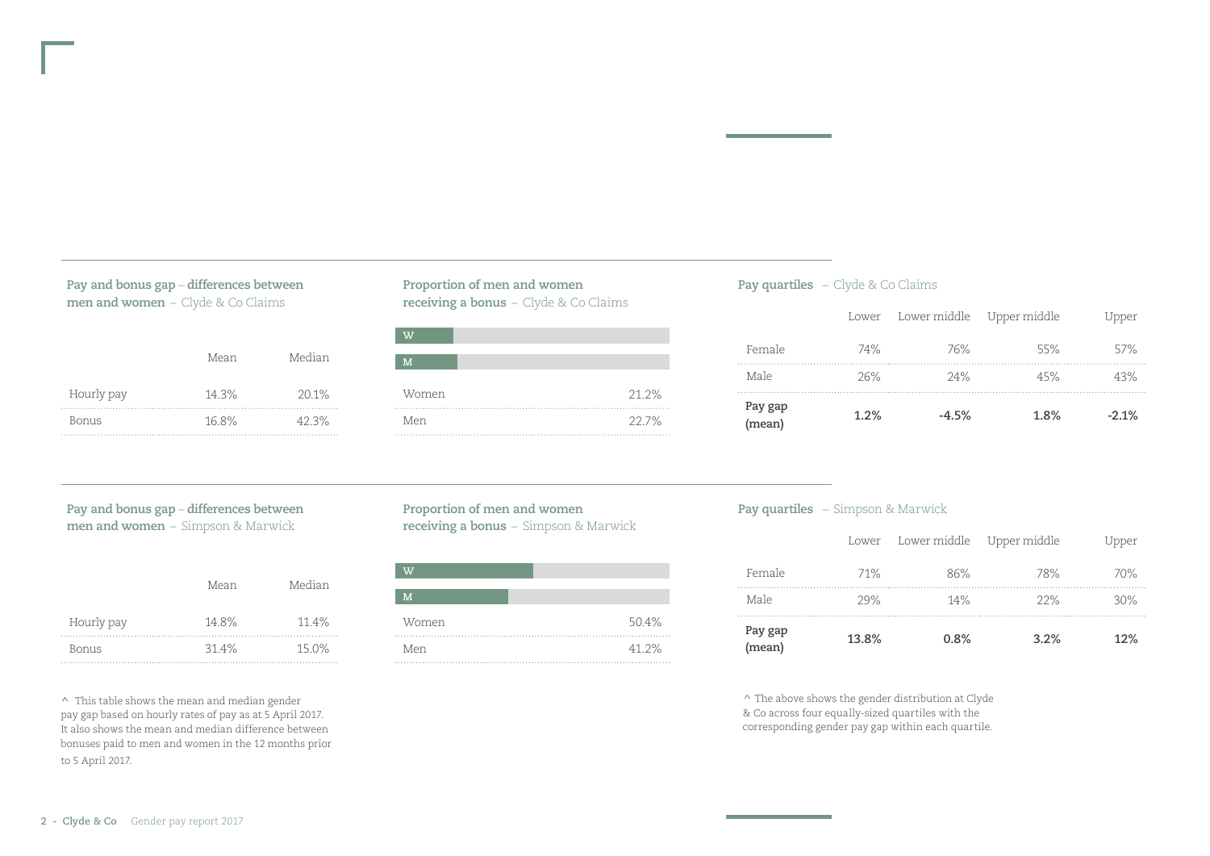### Pay and bonus gap – differences between men and women – Clyde & Co Claims

| | Mean | Median |
|---|---|---|
| Hourly pay | 14.3% | 20.1% |
| Bonus | 16.8% | 42.3% |

### Proportion of men and women receiving a bonus – Clyde & Co Claims

| | |
|---|---|
| Women | 21.2% |
| Men | 22.7% |

### Pay quartiles – Clyde & Co Claims

| | Lower | Lower middle | Upper middle | Upper |
|---|---|---|---|---|
| Female | 74% | 76% | 55% | 57% |
| Male | 26% | 24% | 45% | 43% |
| **Pay gap (mean)** | **1.2%** | **-4.5%** | **1.8%** | **-2.1%** |

### Pay and bonus gap – differences between men and women – Simpson & Marwick

| | Mean | Median |
|---|---|---|
| Hourly pay | 14.8% | 11.4% |
| Bonus | 31.4% | 15.0% |

### Proportion of men and women receiving a bonus – Simpson & Marwick

| | |
|---|---|
| Women | 50.4% |
| Men | 41.2% |

### Pay quartiles – Simpson & Marwick

| | Lower | Lower middle | Upper middle | Upper |
|---|---|---|---|---|
| Female | 71% | 86% | 78% | 70% |
| Male | 29% | 14% | 22% | 30% |
| **Pay gap (mean)** | **13.8%** | **0.8%** | **3.2%** | **12%** |

^ This table shows the mean and median gender pay gap based on hourly rates of pay as at 5 April 2017. It also shows the mean and median difference between bonuses paid to men and women in the 12 months prior to 5 April 2017.

^ The above shows the gender distribution at Clyde & Co across four equally-sized quartiles with the corresponding gender pay gap within each quartile.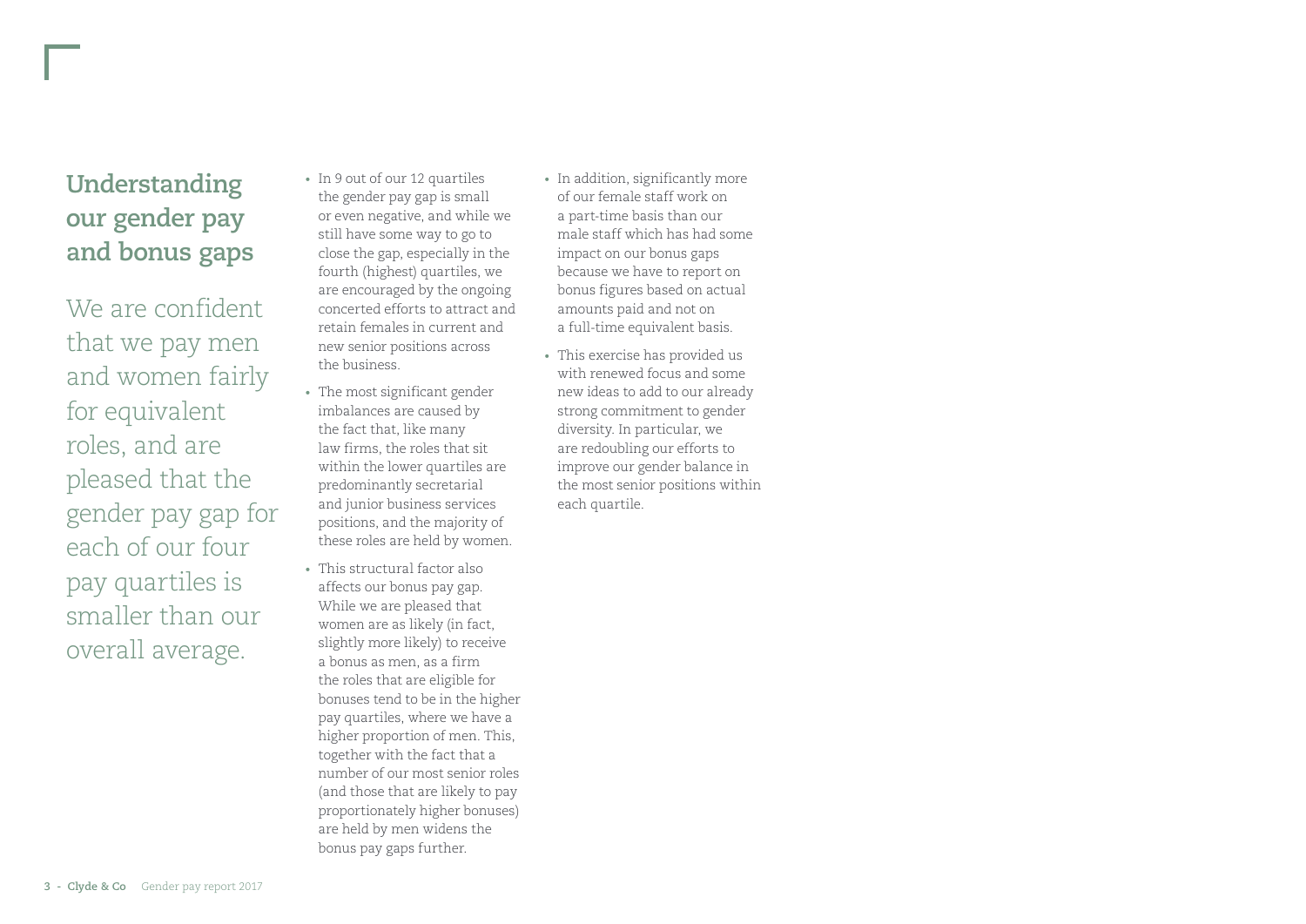## Understanding our gender pay and bonus gaps

We are confident that we pay men and women fairly for equivalent roles, and are pleased that the gender pay gap for each of our four pay quartiles is smaller than our overall average.

- In 9 out of our 12 quartiles the gender pay gap is small or even negative, and while we still have some way to go to close the gap, especially in the fourth (highest) quartiles, we are encouraged by the ongoing concerted efforts to attract and retain females in current and new senior positions across the business.
- The most significant gender imbalances are caused by the fact that, like many law firms, the roles that sit within the lower quartiles are predominantly secretarial and junior business services positions, and the majority of these roles are held by women.
- This structural factor also affects our bonus pay gap. While we are pleased that women are as likely (in fact, slightly more likely) to receive a bonus as men, as a firm the roles that are eligible for bonuses tend to be in the higher pay quartiles, where we have a higher proportion of men. This, together with the fact that a number of our most senior roles (and those that are likely to pay proportionately higher bonuses) are held by men widens the bonus pay gaps further.
- In addition, significantly more of our female staff work on a part-time basis than our male staff which has had some impact on our bonus gaps because we have to report on bonus figures based on actual amounts paid and not on a full-time equivalent basis.
- This exercise has provided us with renewed focus and some new ideas to add to our already strong commitment to gender diversity. In particular, we are redoubling our efforts to improve our gender balance in the most senior positions within each quartile.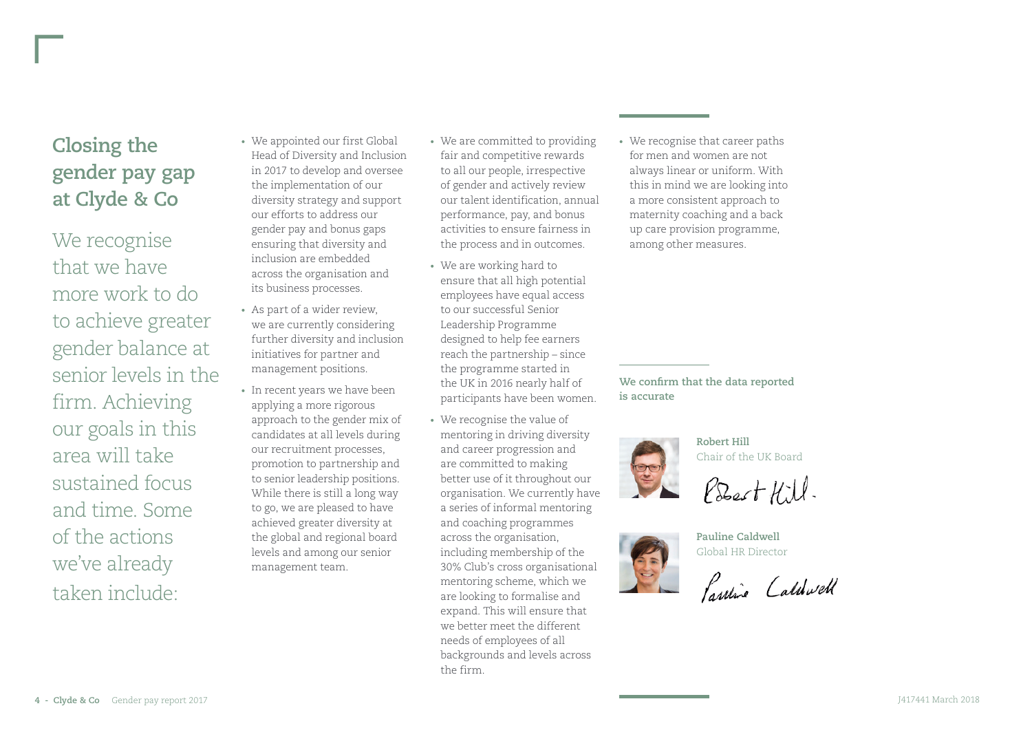## Closing the gender pay gap at Clyde & Co

We recognise that we have more work to do to achieve greater gender balance at senior levels in the firm. Achieving our goals in this area will take sustained focus and time. Some of the actions we've already taken include:

- We appointed our first Global Head of Diversity and Inclusion in 2017 to develop and oversee the implementation of our diversity strategy and support our efforts to address our gender pay and bonus gaps ensuring that diversity and inclusion are embedded across the organisation and its business processes.
- As part of a wider review, we are currently considering further diversity and inclusion initiatives for partner and management positions.
- In recent years we have been applying a more rigorous approach to the gender mix of candidates at all levels during our recruitment processes, promotion to partnership and to senior leadership positions. While there is still a long way to go, we are pleased to have achieved greater diversity at the global and regional board levels and among our senior management team.
- We are committed to providing fair and competitive rewards to all our people, irrespective of gender and actively review our talent identification, annual performance, pay, and bonus activities to ensure fairness in the process and in outcomes.
- We are working hard to ensure that all high potential employees have equal access to our successful Senior Leadership Programme designed to help fee earners reach the partnership – since the programme started in the UK in 2016 nearly half of participants have been women.
- We recognise the value of mentoring in driving diversity and career progression and are committed to making better use of it throughout our organisation. We currently have a series of informal mentoring and coaching programmes across the organisation, including membership of the 30% Club's cross organisational mentoring scheme, which we are looking to formalise and expand. This will ensure that we better meet the different needs of employees of all backgrounds and levels across the firm.
- We recognise that career paths for men and women are not always linear or uniform. With this in mind we are looking into a more consistent approach to maternity coaching and a back up care provision programme, among other measures.

**We confirm that the data reported is accurate**

**Robert Hill**
Chair of the UK Board

**Pauline Caldwell**
Global HR Director

J417441 March 2018